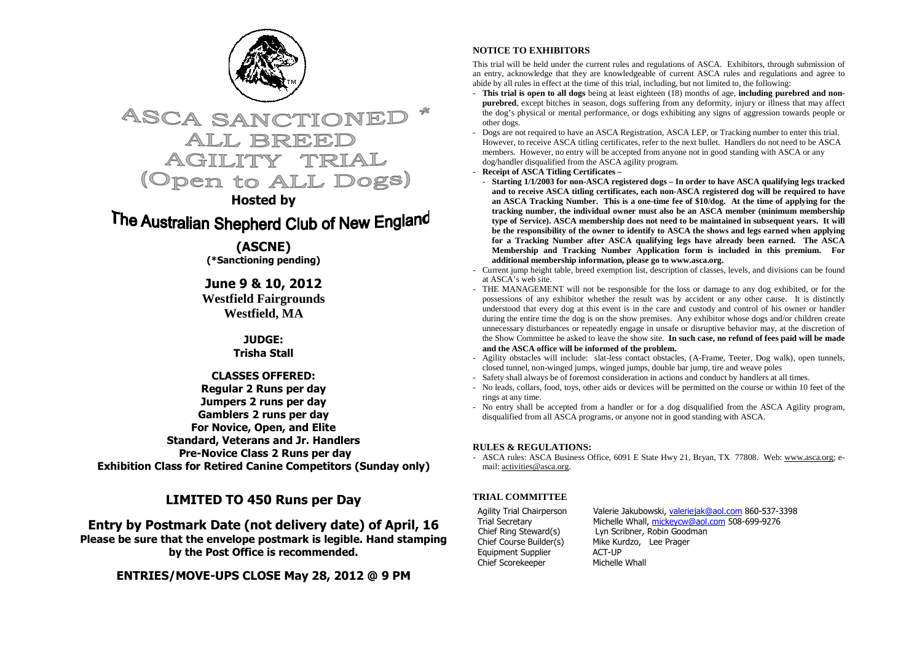# ASCA SANCTIONED * ALL BREED AGILITY TRIAL (Open to ALL Dogs)

**Hosted by**

## The Australian Shepherd Club of New England

**(ASCNE)**
**(*Sanctioning pending)**

**June 9 & 10, 2012**
**Westfield Fairgrounds**
**Westfield, MA**

**JUDGE:**
**Trisha Stall**

**CLASSES OFFERED:**
**Regular 2 Runs per day**
**Jumpers 2 runs per day**
**Gamblers 2 runs per day**
**For Novice, Open, and Elite**
**Standard, Veterans and Jr. Handlers**
**Pre-Novice Class 2 Runs per day**
**Exhibition Class for Retired Canine Competitors (Sunday only)**

## LIMITED TO 450 Runs per Day

## Entry by Postmark Date (not delivery date) of April, 16

**Please be sure that the envelope postmark is legible. Hand stamping by the Post Office is recommended.**

**ENTRIES/MOVE-UPS CLOSE May 28, 2012 @ 9 PM**

### NOTICE TO EXHIBITORS

This trial will be held under the current rules and regulations of ASCA. Exhibitors, through submission of an entry, acknowledge that they are knowledgeable of current ASCA rules and regulations and agree to abide by all rules in effect at the time of this trial, including, but not limited to, the following:

- **This trial is open to all dogs** being at least eighteen (18) months of age, **including purebred and non-purebred**, except bitches in season, dogs suffering from any deformity, injury or illness that may affect the dog's physical or mental performance, or dogs exhibiting any signs of aggression towards people or other dogs.
- Dogs are not required to have an ASCA Registration, ASCA LEP, or Tracking number to enter this trial. However, to receive ASCA titling certificates, refer to the next bullet. Handlers do not need to be ASCA members. However, no entry will be accepted from anyone not in good standing with ASCA or any dog/handler disqualified from the ASCA agility program.
- **Receipt of ASCA Titling Certificates –**
  - **Starting 1/1/2003 for non-ASCA registered dogs – In order to have ASCA qualifying legs tracked and to receive ASCA titling certificates, each non-ASCA registered dog will be required to have an ASCA Tracking Number. This is a one-time fee of $10/dog. At the time of applying for the tracking number, the individual owner must also be an ASCA member (minimum membership type of Service). ASCA membership does not need to be maintained in subsequent years. It will be the responsibility of the owner to identify to ASCA the shows and legs earned when applying for a Tracking Number after ASCA qualifying legs have already been earned. The ASCA Membership and Tracking Number Application form is included in this premium. For additional membership information, please go to www.asca.org.**
- Current jump height table, breed exemption list, description of classes, levels, and divisions can be found at ASCA's web site.
- THE MANAGEMENT will not be responsible for the loss or damage to any dog exhibited, or for the possessions of any exhibitor whether the result was by accident or any other cause. It is distinctly understood that every dog at this event is in the care and custody and control of his owner or handler during the entire time the dog is on the show premises. Any exhibitor whose dogs and/or children create unnecessary disturbances or repeatedly engage in unsafe or disruptive behavior may, at the discretion of the Show Committee be asked to leave the show site. **In such case, no refund of fees paid will be made and the ASCA office will be informed of the problem.**
- Agility obstacles will include: slat-less contact obstacles, (A-Frame, Teeter, Dog walk), open tunnels, closed tunnel, non-winged jumps, winged jumps, double bar jump, tire and weave poles
- Safety shall always be of foremost consideration in actions and conduct by handlers at all times.
- No leads, collars, food, toys, other aids or devices will be permitted on the course or within 10 feet of the rings at any time.
- No entry shall be accepted from a handler or for a dog disqualified from the ASCA Agility program, disqualified from all ASCA programs, or anyone not in good standing with ASCA.

### RULES & REGULATIONS:

- ASCA rules: ASCA Business Office, 6091 E State Hwy 21, Bryan, TX 77808. Web: www.asca.org; e-mail: activities@asca.org.

### TRIAL COMMITTEE

| | |
|---|---|
| Agility Trial Chairperson | Valerie Jakubowski, valeriejak@aol.com 860-537-3398 |
| Trial Secretary | Michelle Whall, mickeycw@aol.com 508-699-9276 |
| Chief Ring Steward(s) | Lyn Scribner, Robin Goodman |
| Chief Course Builder(s) | Mike Kurdzo, Lee Prager |
| Equipment Supplier | ACT-UP |
| Chief Scorekeeper | Michelle Whall |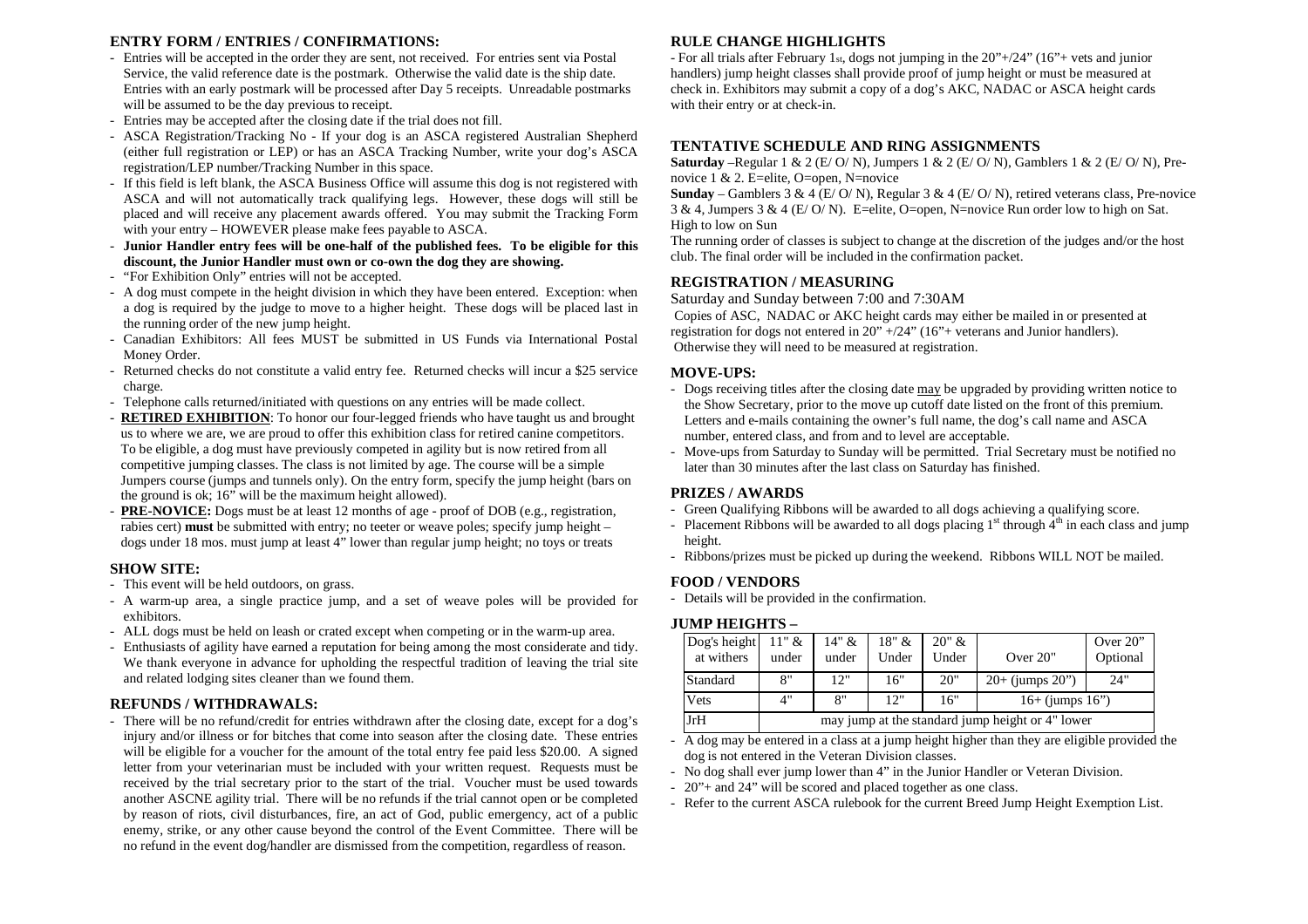## ENTRY FORM / ENTRIES / CONFIRMATIONS:

- Entries will be accepted in the order they are sent, not received. For entries sent via Postal Service, the valid reference date is the postmark. Otherwise the valid date is the ship date. Entries with an early postmark will be processed after Day 5 receipts. Unreadable postmarks will be assumed to be the day previous to receipt.
- Entries may be accepted after the closing date if the trial does not fill.
- ASCA Registration/Tracking No - If your dog is an ASCA registered Australian Shepherd (either full registration or LEP) or has an ASCA Tracking Number, write your dog's ASCA registration/LEP number/Tracking Number in this space.
- If this field is left blank, the ASCA Business Office will assume this dog is not registered with ASCA and will not automatically track qualifying legs. However, these dogs will still be placed and will receive any placement awards offered. You may submit the Tracking Form with your entry – HOWEVER please make fees payable to ASCA.
- **Junior Handler entry fees will be one-half of the published fees. To be eligible for this discount, the Junior Handler must own or co-own the dog they are showing.**
- "For Exhibition Only" entries will not be accepted.
- A dog must compete in the height division in which they have been entered. Exception: when a dog is required by the judge to move to a higher height. These dogs will be placed last in the running order of the new jump height.
- Canadian Exhibitors: All fees MUST be submitted in US Funds via International Postal Money Order.
- Returned checks do not constitute a valid entry fee. Returned checks will incur a $25 service charge.
- Telephone calls returned/initiated with questions on any entries will be made collect.
- **RETIRED EXHIBITION**: To honor our four-legged friends who have taught us and brought us to where we are, we are proud to offer this exhibition class for retired canine competitors. To be eligible, a dog must have previously competed in agility but is now retired from all competitive jumping classes. The class is not limited by age. The course will be a simple Jumpers course (jumps and tunnels only). On the entry form, specify the jump height (bars on the ground is ok; 16" will be the maximum height allowed).
- **PRE-NOVICE:** Dogs must be at least 12 months of age - proof of DOB (e.g., registration, rabies cert) **must** be submitted with entry; no teeter or weave poles; specify jump height – dogs under 18 mos. must jump at least 4" lower than regular jump height; no toys or treats

## SHOW SITE:

- This event will be held outdoors, on grass.
- A warm-up area, a single practice jump, and a set of weave poles will be provided for exhibitors.
- ALL dogs must be held on leash or crated except when competing or in the warm-up area.
- Enthusiasts of agility have earned a reputation for being among the most considerate and tidy. We thank everyone in advance for upholding the respectful tradition of leaving the trial site and related lodging sites cleaner than we found them.

## REFUNDS / WITHDRAWALS:

- There will be no refund/credit for entries withdrawn after the closing date, except for a dog's injury and/or illness or for bitches that come into season after the closing date. These entries will be eligible for a voucher for the amount of the total entry fee paid less $20.00. A signed letter from your veterinarian must be included with your written request. Requests must be received by the trial secretary prior to the start of the trial. Voucher must be used towards another ASCNE agility trial. There will be no refunds if the trial cannot open or be completed by reason of riots, civil disturbances, fire, an act of God, public emergency, act of a public enemy, strike, or any other cause beyond the control of the Event Committee. There will be no refund in the event dog/handler are dismissed from the competition, regardless of reason.

## RULE CHANGE HIGHLIGHTS

- For all trials after February 1st, dogs not jumping in the 20"+/24" (16"+ vets and junior handlers) jump height classes shall provide proof of jump height or must be measured at check in. Exhibitors may submit a copy of a dog's AKC, NADAC or ASCA height cards with their entry or at check-in.

## TENTATIVE SCHEDULE AND RING ASSIGNMENTS

**Saturday** –Regular 1 & 2 (E/ O/ N), Jumpers 1 & 2 (E/ O/ N), Gamblers 1 & 2 (E/ O/ N), Pre-novice 1 & 2. E=elite, O=open, N=novice

**Sunday** – Gamblers 3 & 4 (E/ O/ N), Regular 3 & 4 (E/ O/ N), retired veterans class, Pre-novice 3 & 4, Jumpers 3 & 4 (E/ O/ N). E=elite, O=open, N=novice Run order low to high on Sat. High to low on Sun

The running order of classes is subject to change at the discretion of the judges and/or the host club. The final order will be included in the confirmation packet.

## REGISTRATION / MEASURING

Saturday and Sunday between 7:00 and 7:30AM

Copies of ASC, NADAC or AKC height cards may either be mailed in or presented at registration for dogs not entered in 20" +/24" (16"+ veterans and Junior handlers). Otherwise they will need to be measured at registration.

## MOVE-UPS:

- Dogs receiving titles after the closing date may be upgraded by providing written notice to the Show Secretary, prior to the move up cutoff date listed on the front of this premium. Letters and e-mails containing the owner's full name, the dog's call name and ASCA number, entered class, and from and to level are acceptable.
- Move-ups from Saturday to Sunday will be permitted. Trial Secretary must be notified no later than 30 minutes after the last class on Saturday has finished.

## PRIZES / AWARDS

- Green Qualifying Ribbons will be awarded to all dogs achieving a qualifying score.
- Placement Ribbons will be awarded to all dogs placing 1st through 4th in each class and jump height.
- Ribbons/prizes must be picked up during the weekend. Ribbons WILL NOT be mailed.

## FOOD / VENDORS

- Details will be provided in the confirmation.

## JUMP HEIGHTS –

| Dog's height at withers | 11" & under | 14" & under | 18" & Under | 20" & Under | Over 20" | Over 20" Optional |
|---|---|---|---|---|---|---|
| Standard | 8" | 12" | 16" | 20" | 20+ (jumps 20") | 24" |
| Vets | 4" | 8" | 12" | 16" | 16+ (jumps 16") | |
| JrH | may jump at the standard jump height or 4" lower | | | | | |

- A dog may be entered in a class at a jump height higher than they are eligible provided the dog is not entered in the Veteran Division classes.
- No dog shall ever jump lower than 4" in the Junior Handler or Veteran Division.
- 20"+ and 24" will be scored and placed together as one class.
- Refer to the current ASCA rulebook for the current Breed Jump Height Exemption List.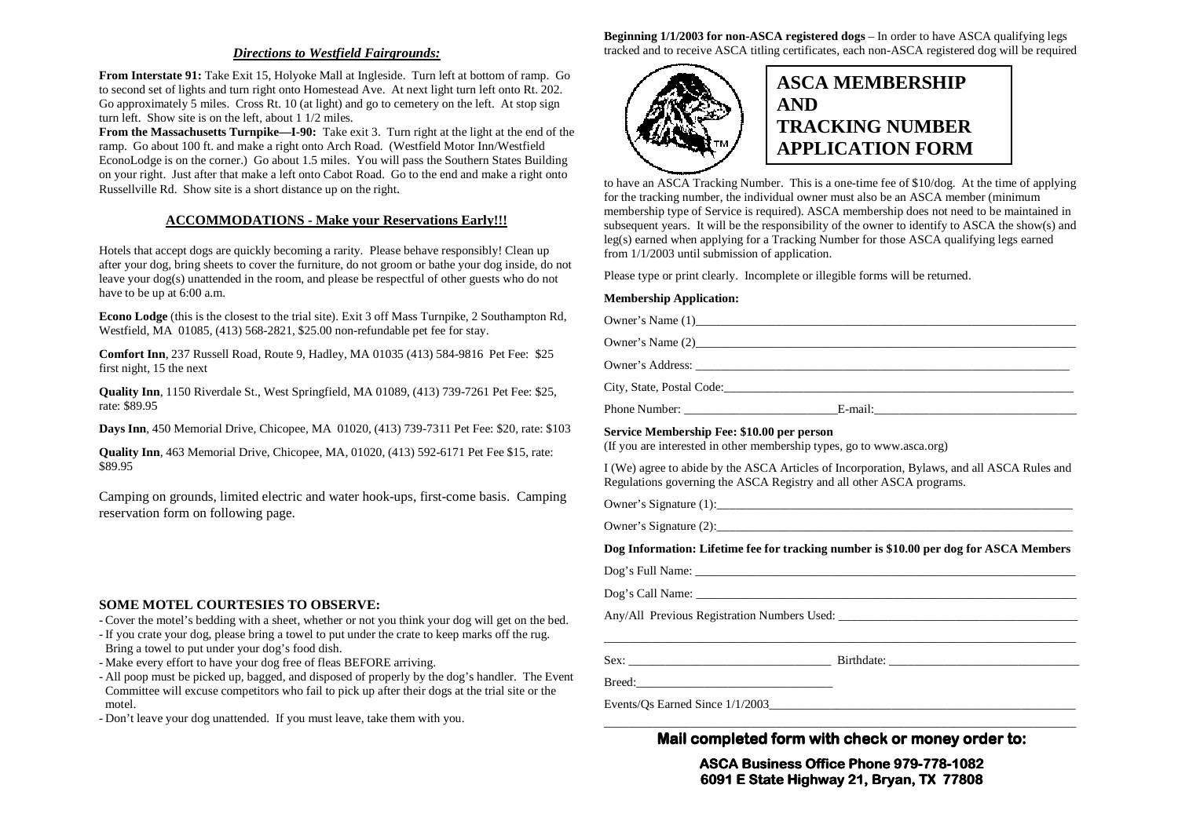## *Directions to Westfield Fairgrounds:*

**From Interstate 91:** Take Exit 15, Holyoke Mall at Ingleside. Turn left at bottom of ramp. Go to second set of lights and turn right onto Homestead Ave. At next light turn left onto Rt. 202. Go approximately 5 miles. Cross Rt. 10 (at light) and go to cemetery on the left. At stop sign turn left. Show site is on the left, about 1 1/2 miles.

**From the Massachusetts Turnpike—I-90:** Take exit 3. Turn right at the light at the end of the ramp. Go about 100 ft. and make a right onto Arch Road. (Westfield Motor Inn/Westfield EconoLodge is on the corner.) Go about 1.5 miles. You will pass the Southern States Building on your right. Just after that make a left onto Cabot Road. Go to the end and make a right onto Russellville Rd. Show site is a short distance up on the right.

## ACCOMMODATIONS - Make your Reservations Early!!!

Hotels that accept dogs are quickly becoming a rarity. Please behave responsibly! Clean up after your dog, bring sheets to cover the furniture, do not groom or bathe your dog inside, do not leave your dog(s) unattended in the room, and please be respectful of other guests who do not have to be up at 6:00 a.m.

**Econo Lodge** (this is the closest to the trial site). Exit 3 off Mass Turnpike, 2 Southampton Rd, Westfield, MA 01085, (413) 568-2821, $25.00 non-refundable pet fee for stay.

**Comfort Inn**, 237 Russell Road, Route 9, Hadley, MA 01035 (413) 584-9816 Pet Fee: $25 first night, 15 the next

**Quality Inn**, 1150 Riverdale St., West Springfield, MA 01089, (413) 739-7261 Pet Fee: $25, rate: $89.95

**Days Inn**, 450 Memorial Drive, Chicopee, MA 01020, (413) 739-7311 Pet Fee: $20, rate: $103

**Quality Inn**, 463 Memorial Drive, Chicopee, MA, 01020, (413) 592-6171 Pet Fee $15, rate: $89.95

Camping on grounds, limited electric and water hook-ups, first-come basis. Camping reservation form on following page.

### SOME MOTEL COURTESIES TO OBSERVE:

- Cover the motel's bedding with a sheet, whether or not you think your dog will get on the bed.
- If you crate your dog, please bring a towel to put under the crate to keep marks off the rug. Bring a towel to put under your dog's food dish.
- Make every effort to have your dog free of fleas BEFORE arriving.
- All poop must be picked up, bagged, and disposed of properly by the dog's handler. The Event Committee will excuse competitors who fail to pick up after their dogs at the trial site or the motel.
- Don't leave your dog unattended. If you must leave, take them with you.

**Beginning 1/1/2003 for non-ASCA registered dogs** – In order to have ASCA qualifying legs tracked and to receive ASCA titling certificates, each non-ASCA registered dog will be required

## ASCA MEMBERSHIP AND TRACKING NUMBER APPLICATION FORM

to have an ASCA Tracking Number. This is a one-time fee of $10/dog. At the time of applying for the tracking number, the individual owner must also be an ASCA member (minimum membership type of Service is required). ASCA membership does not need to be maintained in subsequent years. It will be the responsibility of the owner to identify to ASCA the show(s) and leg(s) earned when applying for a Tracking Number for those ASCA qualifying legs earned from 1/1/2003 until submission of application.

Please type or print clearly. Incomplete or illegible forms will be returned.

**Membership Application:**

Owner's Name (1)\_\_\_\_\_\_\_\_\_\_\_\_\_\_\_\_\_\_\_\_\_\_\_\_\_\_\_\_\_\_

Owner's Name (2)\_\_\_\_\_\_\_\_\_\_\_\_\_\_\_\_\_\_\_\_\_\_\_\_\_\_\_\_\_\_

Owner's Address: \_\_\_\_\_\_\_\_\_\_\_\_\_\_\_\_\_\_\_\_\_\_\_\_\_\_\_\_\_\_

City, State, Postal Code:\_\_\_\_\_\_\_\_\_\_\_\_\_\_\_\_\_\_\_\_\_\_\_\_\_\_\_\_\_\_

Phone Number: \_\_\_\_\_\_\_\_\_\_\_\_\_\_\_\_ E-mail:\_\_\_\_\_\_\_\_\_\_\_\_\_\_\_\_

**Service Membership Fee: $10.00 per person**
(If you are interested in other membership types, go to www.asca.org)

I (We) agree to abide by the ASCA Articles of Incorporation, Bylaws, and all ASCA Rules and Regulations governing the ASCA Registry and all other ASCA programs.

Owner's Signature (1):\_\_\_\_\_\_\_\_\_\_\_\_\_\_\_\_\_\_\_\_\_\_\_\_\_\_\_\_\_\_

Owner's Signature (2):\_\_\_\_\_\_\_\_\_\_\_\_\_\_\_\_\_\_\_\_\_\_\_\_\_\_\_\_\_\_

**Dog Information: Lifetime fee for tracking number is $10.00 per dog for ASCA Members**

Dog's Full Name: \_\_\_\_\_\_\_\_\_\_\_\_\_\_\_\_\_\_\_\_\_\_\_\_\_\_\_\_\_\_

Dog's Call Name: \_\_\_\_\_\_\_\_\_\_\_\_\_\_\_\_\_\_\_\_\_\_\_\_\_\_\_\_\_\_

Any/All Previous Registration Numbers Used: \_\_\_\_\_\_\_\_\_\_\_\_\_\_\_\_\_\_\_\_\_\_\_\_\_\_\_\_\_\_

Sex: \_\_\_\_\_\_\_\_\_\_\_\_\_\_\_\_ Birthdate: \_\_\_\_\_\_\_\_\_\_\_\_\_\_\_\_

Breed:\_\_\_\_\_\_\_\_\_\_\_\_\_\_\_\_

Events/Qs Earned Since 1/1/2003\_\_\_\_\_\_\_\_\_\_\_\_\_\_\_\_\_\_\_\_\_\_\_\_\_\_\_\_\_\_

**Mail completed form with check or money order to:**

**ASCA Business Office Phone 979-778-1082**
**6091 E State Highway 21, Bryan, TX 77808**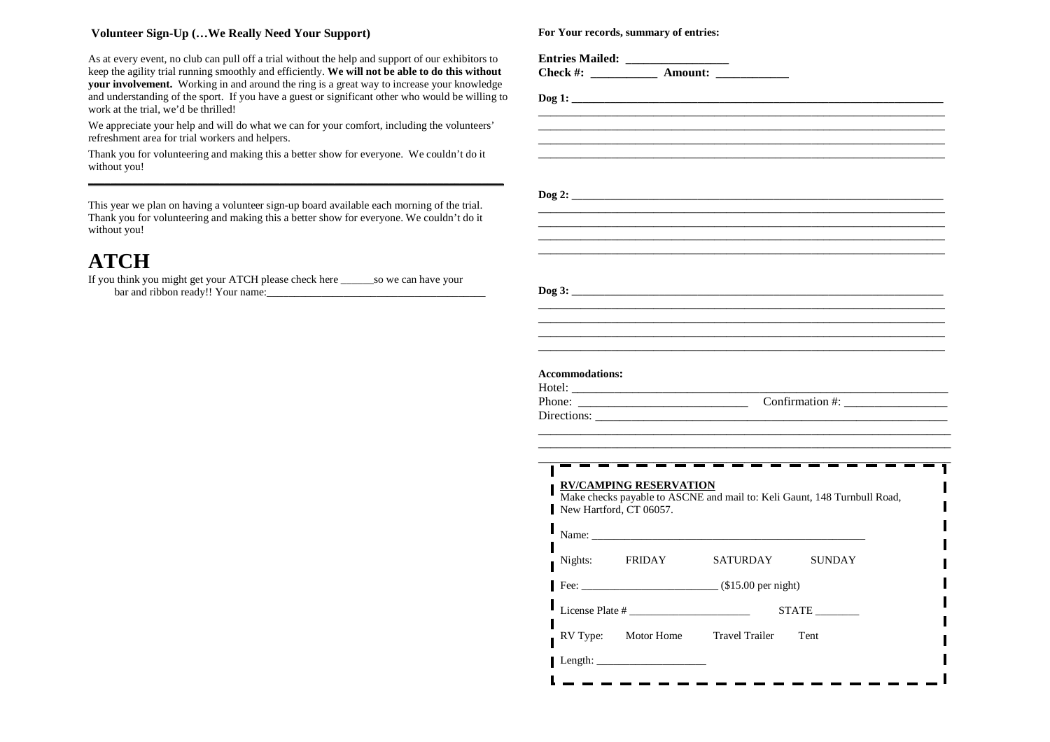**Volunteer Sign-Up (…We Really Need Your Support)**

As at every event, no club can pull off a trial without the help and support of our exhibitors to keep the agility trial running smoothly and efficiently. **We will not be able to do this without your involvement.** Working in and around the ring is a great way to increase your knowledge and understanding of the sport. If you have a guest or significant other who would be willing to work at the trial, we'd be thrilled!

We appreciate your help and will do what we can for your comfort, including the volunteers' refreshment area for trial workers and helpers.

Thank you for volunteering and making this a better show for everyone. We couldn't do it without you!

---

This year we plan on having a volunteer sign-up board available each morning of the trial. Thank you for volunteering and making this a better show for everyone. We couldn't do it without you!

# ATCH

If you think you might get your ATCH please check here ______so we can have your bar and ribbon ready!! Your name:________________________________________

**For Your records, summary of entries:**

**Entries Mailed:** ________________
**Check #:** ___________ **Amount:** ___________

**Dog 1:** ____________________________________________________________________
____________________________________________________________________
____________________________________________________________________
____________________________________________________________________
____________________________________________________________________

**Dog 2:** ____________________________________________________________________
____________________________________________________________________
____________________________________________________________________
____________________________________________________________________
____________________________________________________________________

**Dog 3:** ____________________________________________________________________
____________________________________________________________________
____________________________________________________________________
____________________________________________________________________
____________________________________________________________________

**Accommodations:**

Hotel: ____________________________________________________________
Phone: ___________________________ Confirmation #: ________________
Directions: ________________________________________________________
____________________________________________________________________
____________________________________________________________________
____________________________________________________________________

**RV/CAMPING RESERVATION**

Make checks payable to ASCNE and mail to: Keli Gaunt, 148 Turnbull Road, New Hartford, CT 06057.

Name: ____________________________________________________

Nights: FRIDAY SATURDAY SUNDAY

Fee: _________________________ ($15.00 per night)

License Plate # ______________________ STATE ________

RV Type: Motor Home Travel Trailer Tent

Length: ____________________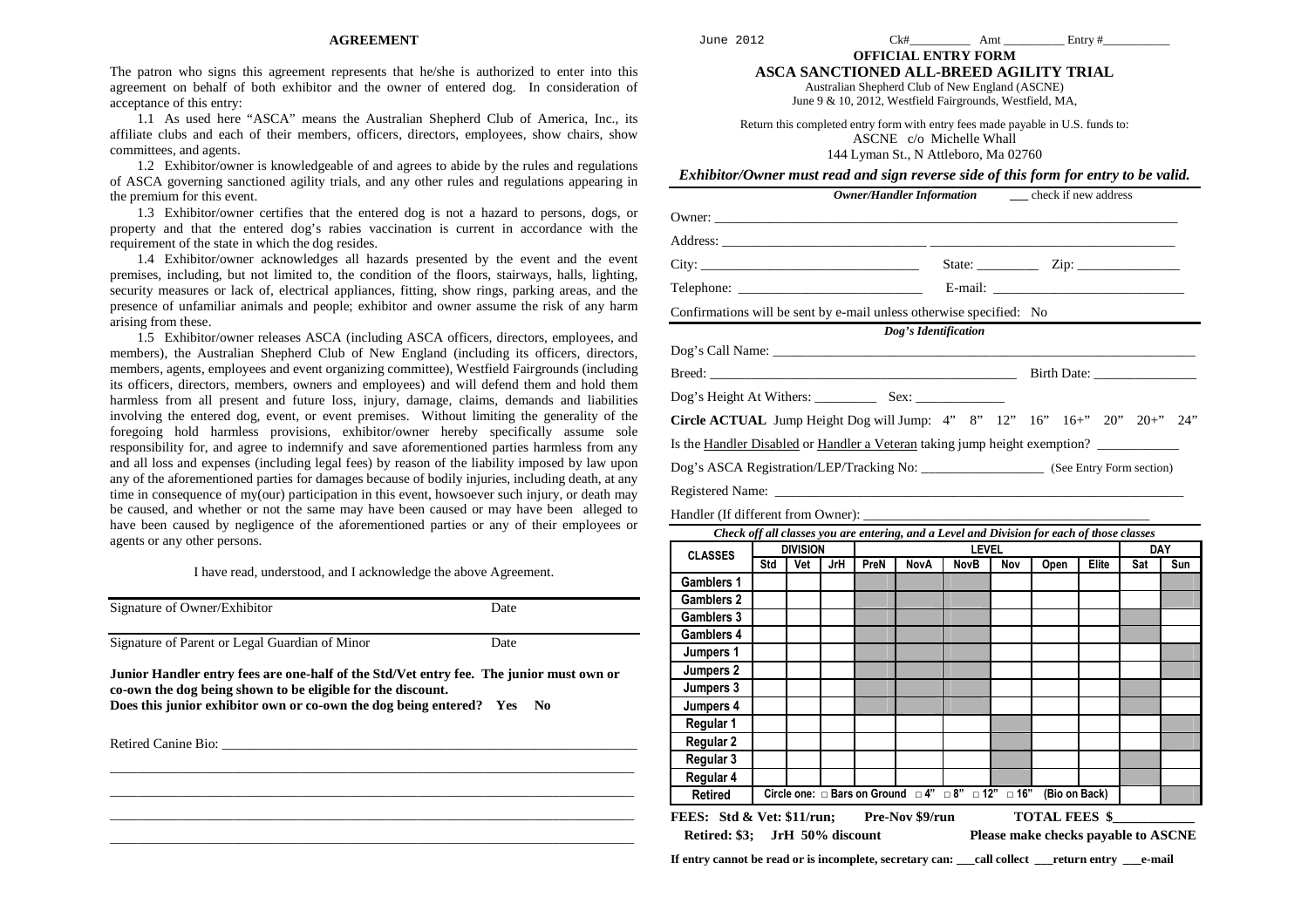## AGREEMENT

The patron who signs this agreement represents that he/she is authorized to enter into this agreement on behalf of both exhibitor and the owner of entered dog. In consideration of acceptance of this entry:

1.1 As used here "ASCA" means the Australian Shepherd Club of America, Inc., its affiliate clubs and each of their members, officers, directors, employees, show chairs, show committees, and agents.

1.2 Exhibitor/owner is knowledgeable of and agrees to abide by the rules and regulations of ASCA governing sanctioned agility trials, and any other rules and regulations appearing in the premium for this event.

1.3 Exhibitor/owner certifies that the entered dog is not a hazard to persons, dogs, or property and that the entered dog's rabies vaccination is current in accordance with the requirement of the state in which the dog resides.

1.4 Exhibitor/owner acknowledges all hazards presented by the event and the event premises, including, but not limited to, the condition of the floors, stairways, halls, lighting, security measures or lack of, electrical appliances, fitting, show rings, parking areas, and the presence of unfamiliar animals and people; exhibitor and owner assume the risk of any harm arising from these.

1.5 Exhibitor/owner releases ASCA (including ASCA officers, directors, employees, and members), the Australian Shepherd Club of New England (including its officers, directors, members, agents, employees and event organizing committee), Westfield Fairgrounds (including its officers, directors, members, owners and employees) and will defend them and hold them harmless from all present and future loss, injury, damage, claims, demands and liabilities involving the entered dog, event, or event premises. Without limiting the generality of the foregoing hold harmless provisions, exhibitor/owner hereby specifically assume sole responsibility for, and agree to indemnify and save aforementioned parties harmless from any and all loss and expenses (including legal fees) by reason of the liability imposed by law upon any of the aforementioned parties for damages because of bodily injuries, including death, at any time in consequence of my(our) participation in this event, howsoever such injury, or death may be caused, and whether or not the same may have been caused or may have been alleged to have been caused by negligence of the aforementioned parties or any of their employees or agents or any other persons.

I have read, understood, and I acknowledge the above Agreement.

Signature of Owner/Exhibitor _______________ Date _______

Signature of Parent or Legal Guardian of Minor _______________ Date _______

**Junior Handler entry fees are one-half of the Std/Vet entry fee. The junior must own or co-own the dog being shown to be eligible for the discount.**
**Does this junior exhibitor own or co-own the dog being entered? Yes No**

Retired Canine Bio: ____________________________________________

____________________________________________

____________________________________________

____________________________________________

____________________________________________

June 2012 Ck#__________ Amt __________ Entry #___________

**OFFICIAL ENTRY FORM**
**ASCA SANCTIONED ALL-BREED AGILITY TRIAL**
Australian Shepherd Club of New England (ASCNE)
June 9 & 10, 2012, Westfield Fairgrounds, Westfield, MA,

Return this completed entry form with entry fees made payable in U.S. funds to:
ASCNE c/o Michelle Whall
144 Lyman St., N Attleboro, Ma 02760

***Exhibitor/Owner must read and sign reverse side of this form for entry to be valid.***

***Owner/Handler Information*** ___ check if new address

Owner: ____________________________________________

Address: ____________________________________________

City: ____________________ State: _________ Zip: _______________

Telephone: ____________________ E-mail: ____________________

Confirmations will be sent by e-mail unless otherwise specified: No

***Dog's Identification***

Dog's Call Name: ____________________________________________

Breed: ____________________ Birth Date: _______________

Dog's Height At Withers: _________ Sex: _____________

**Circle ACTUAL** Jump Height Dog will Jump: 4" 8" 12" 16" 16+" 20" 20+" 24"

Is the Handler Disabled or Handler a Veteran taking jump height exemption? ____________

Dog's ASCA Registration/LEP/Tracking No: __________________ (See Entry Form section)

Registered Name: ____________________________________________

Handler (If different from Owner): ____________________________________________

***Check off all classes you are entering, and a Level and Division for each of those classes***

| CLASSES | DIVISION | | | LEVEL | | | | | | DAY | |
|---|---|---|---|---|---|---|---|---|---|---|---|
| | Std | Vet | JrH | PreN | NovA | NovB | Nov | Open | Elite | Sat | Sun |
| Gamblers 1 | | | | | | | | | | | |
| Gamblers 2 | | | | | | | | | | | |
| Gamblers 3 | | | | | | | | | | | |
| Gamblers 4 | | | | | | | | | | | |
| Jumpers 1 | | | | | | | | | | | |
| Jumpers 2 | | | | | | | | | | | |
| Jumpers 3 | | | | | | | | | | | |
| Jumpers 4 | | | | | | | | | | | |
| Regular 1 | | | | | | | | | | | |
| Regular 2 | | | | | | | | | | | |
| Regular 3 | | | | | | | | | | | |
| Regular 4 | | | | | | | | | | | |
| Retired | Circle one: □ Bars on Ground □ 4" □ 8" □ 12" □ 16" (Bio on Back) | | | | | | | | | | |

**FEES: Std & Vet: $11/run; Pre-Nov $9/run TOTAL FEES $____________**
**Retired: $3; JrH 50% discount Please make checks payable to ASCNE**

**If entry cannot be read or is incomplete, secretary can: ___call collect ___return entry ___e-mail**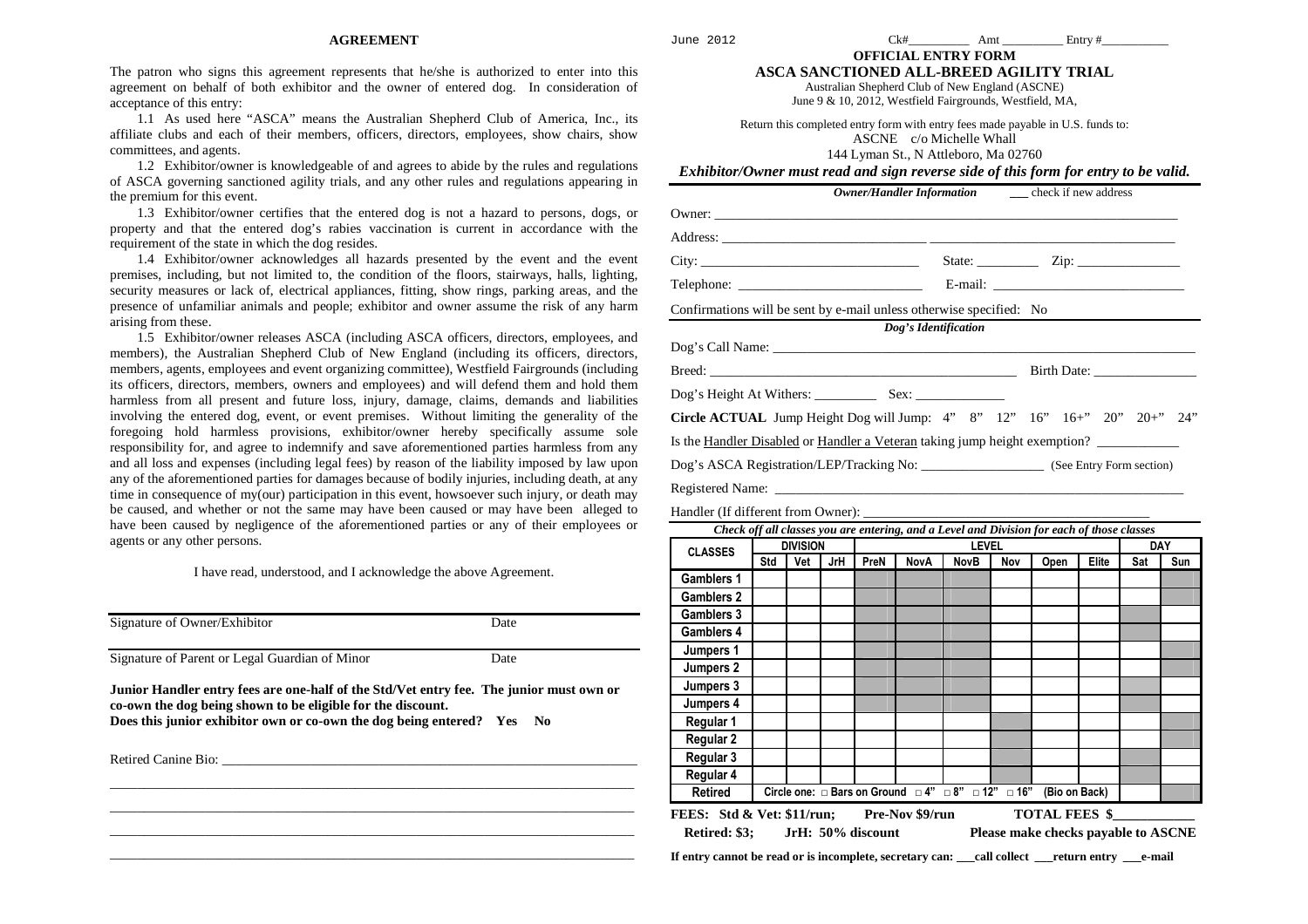## AGREEMENT

The patron who signs this agreement represents that he/she is authorized to enter into this agreement on behalf of both exhibitor and the owner of entered dog. In consideration of acceptance of this entry:

1.1 As used here "ASCA" means the Australian Shepherd Club of America, Inc., its affiliate clubs and each of their members, officers, directors, employees, show chairs, show committees, and agents.

1.2 Exhibitor/owner is knowledgeable of and agrees to abide by the rules and regulations of ASCA governing sanctioned agility trials, and any other rules and regulations appearing in the premium for this event.

1.3 Exhibitor/owner certifies that the entered dog is not a hazard to persons, dogs, or property and that the entered dog's rabies vaccination is current in accordance with the requirement of the state in which the dog resides.

1.4 Exhibitor/owner acknowledges all hazards presented by the event and the event premises, including, but not limited to, the condition of the floors, stairways, halls, lighting, security measures or lack of, electrical appliances, fitting, show rings, parking areas, and the presence of unfamiliar animals and people; exhibitor and owner assume the risk of any harm arising from these.

1.5 Exhibitor/owner releases ASCA (including ASCA officers, directors, employees, and members), the Australian Shepherd Club of New England (including its officers, directors, members, agents, employees and event organizing committee), Westfield Fairgrounds (including its officers, directors, members, owners and employees) and will defend them and hold them harmless from all present and future loss, injury, damage, claims, demands and liabilities involving the entered dog, event, or event premises. Without limiting the generality of the foregoing hold harmless provisions, exhibitor/owner hereby specifically assume sole responsibility for, and agree to indemnify and save aforementioned parties harmless from any and all loss and expenses (including legal fees) by reason of the liability imposed by law upon any of the aforementioned parties for damages because of bodily injuries, including death, at any time in consequence of my(our) participation in this event, howsoever such injury, or death may be caused, and whether or not the same may have been caused or may have been alleged to have been caused by negligence of the aforementioned parties or any of their employees or agents or any other persons.

I have read, understood, and I acknowledge the above Agreement.

Signature of Owner/Exhibitor ____________________ Date

Signature of Parent or Legal Guardian of Minor ____________________ Date

**Junior Handler entry fees are one-half of the Std/Vet entry fee. The junior must own or co-own the dog being shown to be eligible for the discount.**
**Does this junior exhibitor own or co-own the dog being entered? Yes No**

Retired Canine Bio: ______________________________________________

______________________________________________

______________________________________________

______________________________________________

______________________________________________

June 2012 Ck#__________ Amt __________ Entry #___________

## OFFICIAL ENTRY FORM
## ASCA SANCTIONED ALL-BREED AGILITY TRIAL

Australian Shepherd Club of New England (ASCNE)
June 9 & 10, 2012, Westfield Fairgrounds, Westfield, MA,

Return this completed entry form with entry fees made payable in U.S. funds to:
ASCNE c/o Michelle Whall
144 Lyman St., N Attleboro, Ma 02760

***Exhibitor/Owner must read and sign reverse side of this form for entry to be valid.***

***Owner/Handler Information*** ___ check if new address

Owner: ______________________________________________

Address: ______________________________________________

City: ____________________ State: _________ Zip: _______________

Telephone: ____________________ E-mail: ____________________

Confirmations will be sent by e-mail unless otherwise specified: No

***Dog's Identification***

Dog's Call Name: ______________________________________________

Breed: ______________________________ Birth Date: _______________

Dog's Height At Withers: _________ Sex: _____________

**Circle ACTUAL** Jump Height Dog will Jump: 4" 8" 12" 16" 16+" 20" 20+" 24"

Is the Handler Disabled or Handler a Veteran taking jump height exemption? ____________

Dog's ASCA Registration/LEP/Tracking No: __________________ (See Entry Form section)

Registered Name: ______________________________________________

Handler (If different from Owner): ______________________________

***Check off all classes you are entering, and a Level and Division for each of those classes***

| CLASSES | DIVISION | | | LEVEL | | | | | | DAY | |
|---|---|---|---|---|---|---|---|---|---|---|---|
| | Std | Vet | JrH | PreN | NovA | NovB | Nov | Open | Elite | Sat | Sun |
| Gamblers 1 | | | | | | | | | | | |
| Gamblers 2 | | | | | | | | | | | |
| Gamblers 3 | | | | | | | | | | | |
| Gamblers 4 | | | | | | | | | | | |
| Jumpers 1 | | | | | | | | | | | |
| Jumpers 2 | | | | | | | | | | | |
| Jumpers 3 | | | | | | | | | | | |
| Jumpers 4 | | | | | | | | | | | |
| Regular 1 | | | | | | | | | | | |
| Regular 2 | | | | | | | | | | | |
| Regular 3 | | | | | | | | | | | |
| Regular 4 | | | | | | | | | | | |
| Retired | Circle one: □ Bars on Ground □ 4" □ 8" □ 12" □ 16" (Bio on Back) | | | | | | | | | | |

**FEES: Std & Vet: $11/run; Pre-Nov $9/run TOTAL FEES $____________**

**Retired: $3; JrH: 50% discount Please make checks payable to ASCNE**

**If entry cannot be read or is incomplete, secretary can: ___call collect ___return entry ___e-mail**